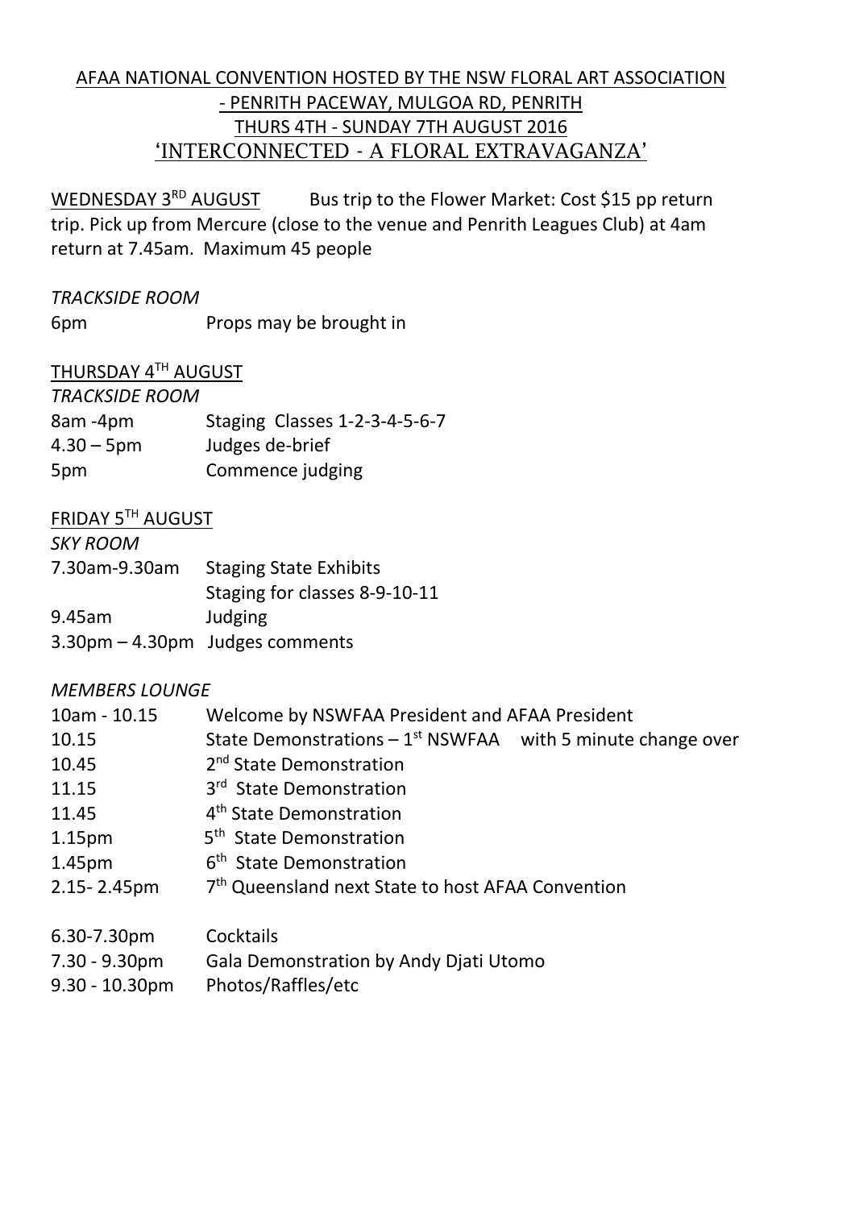# AFAA NATIONAL CONVENTION HOSTED BY THE NSW FLORAL ART ASSOCIATION - PENRITH PACEWAY, MULGOA RD, PENRITH THURS 4TH - SUNDAY 7TH AUGUST 2016 'INTERCONNECTED - A FLORAL EXTRAVAGANZA'

WEDNESDAY 3RD AUGUST Bus trip to the Flower Market: Cost $15 pp return trip. Pick up from Mercure (close to the venue and Penrith Leagues Club) at 4am return at 7.45am. Maximum 45 people

*TRACKSIDE ROOM*

| | |
|---|---|
| 6pm | Props may be brought in |

## THURSDAY 4TH AUGUST

*TRACKSIDE ROOM*

| | |
|---|---|
| 8am -4pm | Staging Classes 1-2-3-4-5-6-7 |
| 4.30 – 5pm | Judges de-brief |
| 5pm | Commence judging |

## FRIDAY 5TH AUGUST

*SKY ROOM*

| | |
|---|---|
| 7.30am-9.30am | Staging State Exhibits<br>Staging for classes 8-9-10-11 |
| 9.45am | Judging |
| 3.30pm – 4.30pm | Judges comments |

*MEMBERS LOUNGE*

| | |
|---|---|
| 10am - 10.15 | Welcome by NSWFAA President and AFAA President |
| 10.15 | State Demonstrations – 1st NSWFAA with 5 minute change over |
| 10.45 | 2nd State Demonstration |
| 11.15 | 3rd State Demonstration |
| 11.45 | 4th State Demonstration |
| 1.15pm | 5th State Demonstration |
| 1.45pm | 6th State Demonstration |
| 2.15- 2.45pm | 7th Queensland next State to host AFAA Convention |

| | |
|---|---|
| 6.30-7.30pm | Cocktails |
| 7.30 - 9.30pm | Gala Demonstration by Andy Djati Utomo |
| 9.30 - 10.30pm | Photos/Raffles/etc |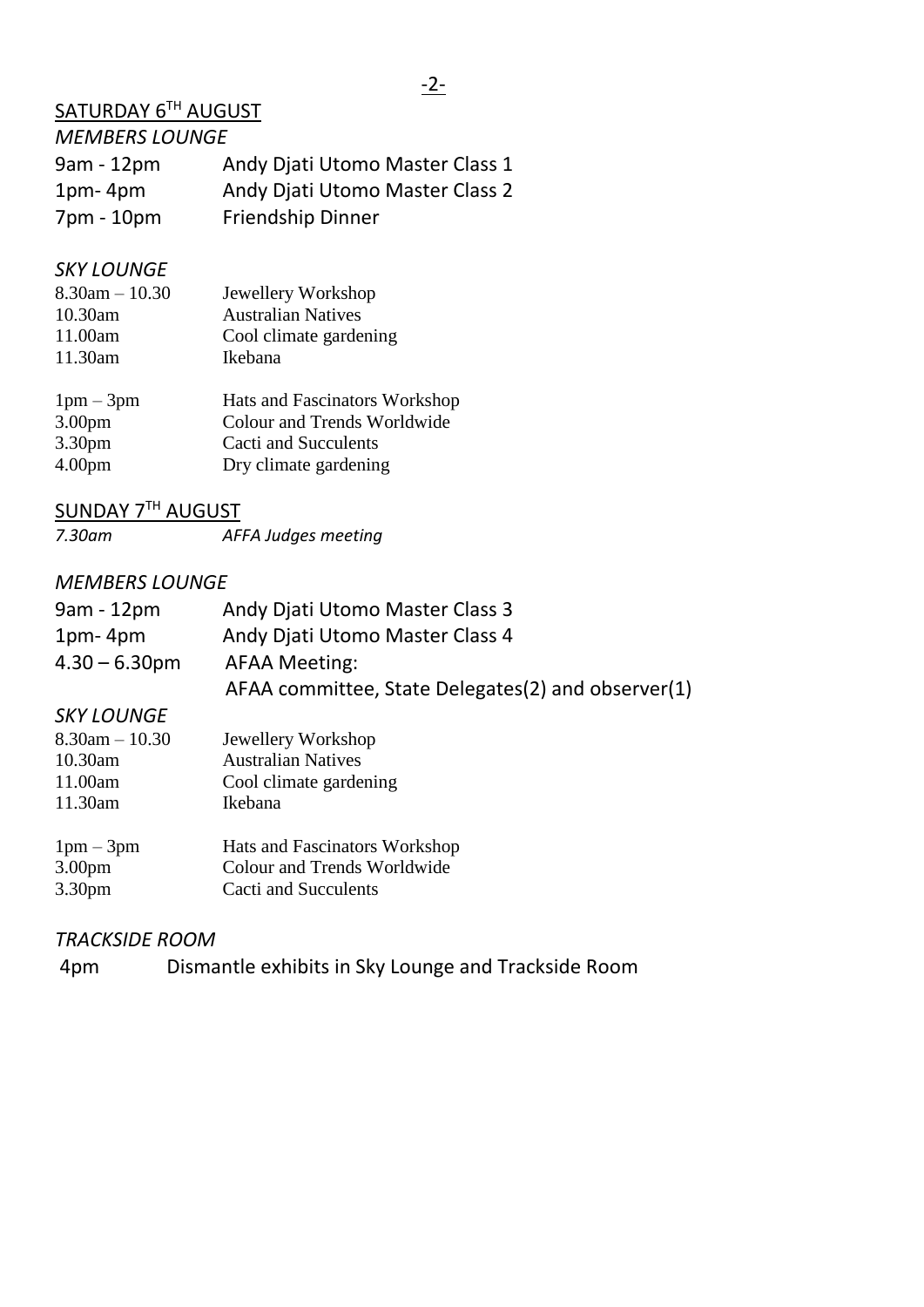## SATURDAY 6TH AUGUST

*MEMBERS LOUNGE*

| | |
|---|---|
| 9am - 12pm | Andy Djati Utomo Master Class 1 |
| 1pm- 4pm | Andy Djati Utomo Master Class 2 |
| 7pm - 10pm | Friendship Dinner |

*SKY LOUNGE*

| | |
|---|---|
| 8.30am – 10.30 | Jewellery Workshop |
| 10.30am | Australian Natives |
| 11.00am | Cool climate gardening |
| 11.30am | Ikebana |
| 1pm – 3pm | Hats and Fascinators Workshop |
| 3.00pm | Colour and Trends Worldwide |
| 3.30pm | Cacti and Succulents |
| 4.00pm | Dry climate gardening |

## SUNDAY 7TH AUGUST

*7.30am AFFA Judges meeting*

*MEMBERS LOUNGE*

| | |
|---|---|
| 9am - 12pm | Andy Djati Utomo Master Class 3 |
| 1pm- 4pm | Andy Djati Utomo Master Class 4 |
| 4.30 – 6.30pm | AFAA Meeting: AFAA committee, State Delegates(2) and observer(1) |

*SKY LOUNGE*

| | |
|---|---|
| 8.30am – 10.30 | Jewellery Workshop |
| 10.30am | Australian Natives |
| 11.00am | Cool climate gardening |
| 11.30am | Ikebana |
| 1pm – 3pm | Hats and Fascinators Workshop |
| 3.00pm | Colour and Trends Worldwide |
| 3.30pm | Cacti and Succulents |

*TRACKSIDE ROOM*

| | |
|---|---|
| 4pm | Dismantle exhibits in Sky Lounge and Trackside Room |